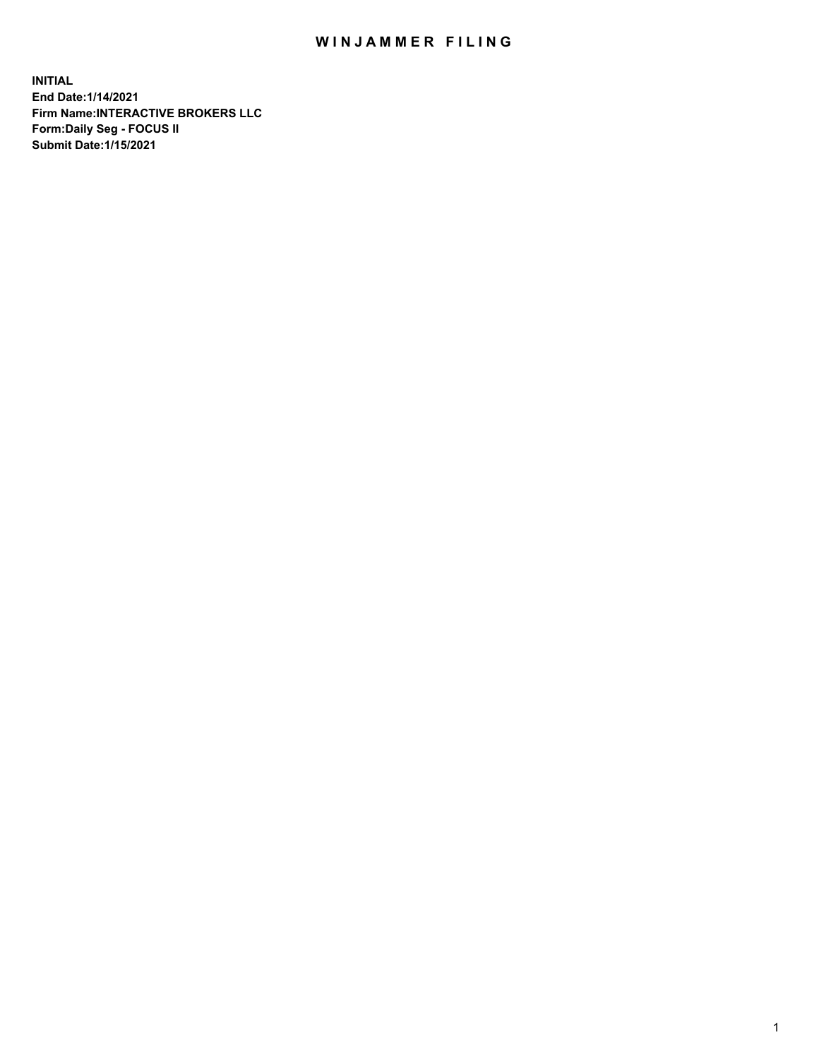# WINJAMMER FILING

**INITIAL**
**End Date:1/14/2021**
**Firm Name:INTERACTIVE BROKERS LLC**
**Form:Daily Seg - FOCUS II**
**Submit Date:1/15/2021**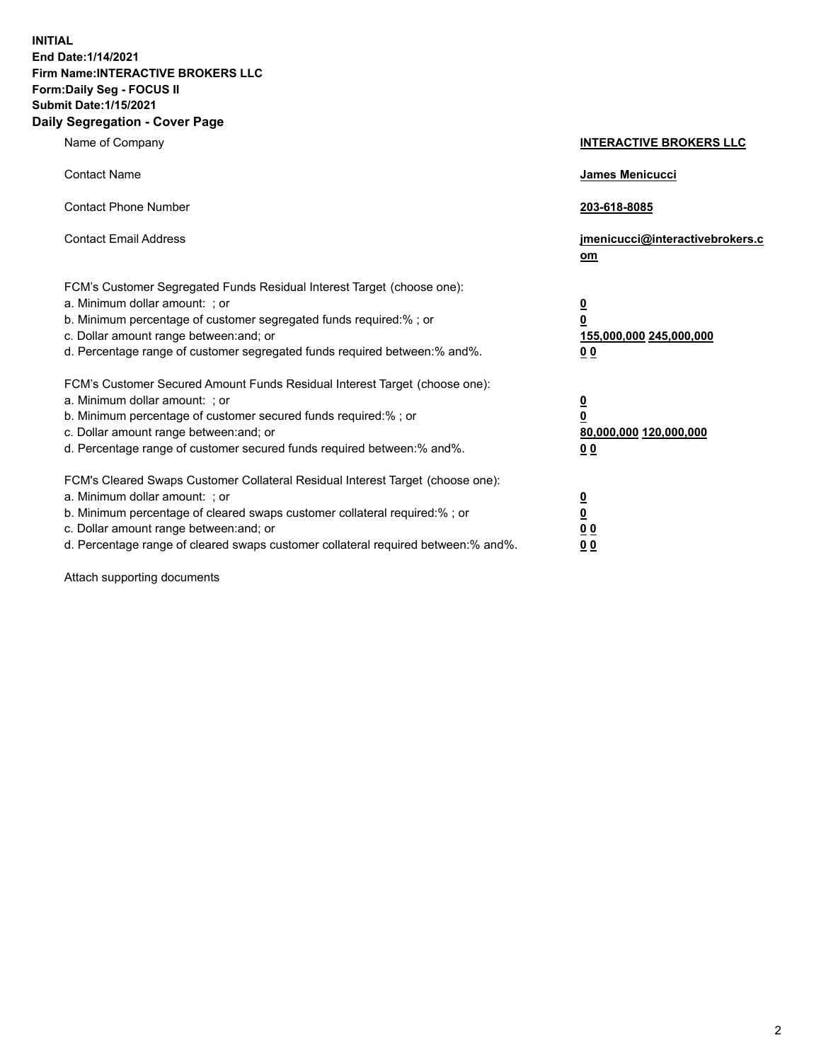**INITIAL**
**End Date:1/14/2021**
**Firm Name:INTERACTIVE BROKERS LLC**
**Form:Daily Seg - FOCUS II**
**Submit Date:1/15/2021**

## Daily Segregation - Cover Page

| | |
|---|---|
| Name of Company | **INTERACTIVE BROKERS LLC** |
| Contact Name | **James Menicucci** |
| Contact Phone Number | **203-618-8085** |
| Contact Email Address | **jmenicucci@interactivebrokers.com** |

| | |
|---|---|
| FCM's Customer Segregated Funds Residual Interest Target (choose one): | |
| a. Minimum dollar amount: ; or | **0** |
| b. Minimum percentage of customer segregated funds required:% ; or | **0** |
| c. Dollar amount range between:and; or | **155,000,000** **245,000,000** |
| d. Percentage range of customer segregated funds required between:% and%. | **0** **0** |
| FCM's Customer Secured Amount Funds Residual Interest Target (choose one): | |
| a. Minimum dollar amount: ; or | **0** |
| b. Minimum percentage of customer secured funds required:% ; or | **0** |
| c. Dollar amount range between:and; or | **80,000,000** **120,000,000** |
| d. Percentage range of customer secured funds required between:% and%. | **0** **0** |
| FCM's Cleared Swaps Customer Collateral Residual Interest Target (choose one): | |
| a. Minimum dollar amount: ; or | **0** |
| b. Minimum percentage of cleared swaps customer collateral required:% ; or | **0** |
| c. Dollar amount range between:and; or | **0** **0** |
| d. Percentage range of cleared swaps customer collateral required between:% and%. | **0** **0** |

Attach supporting documents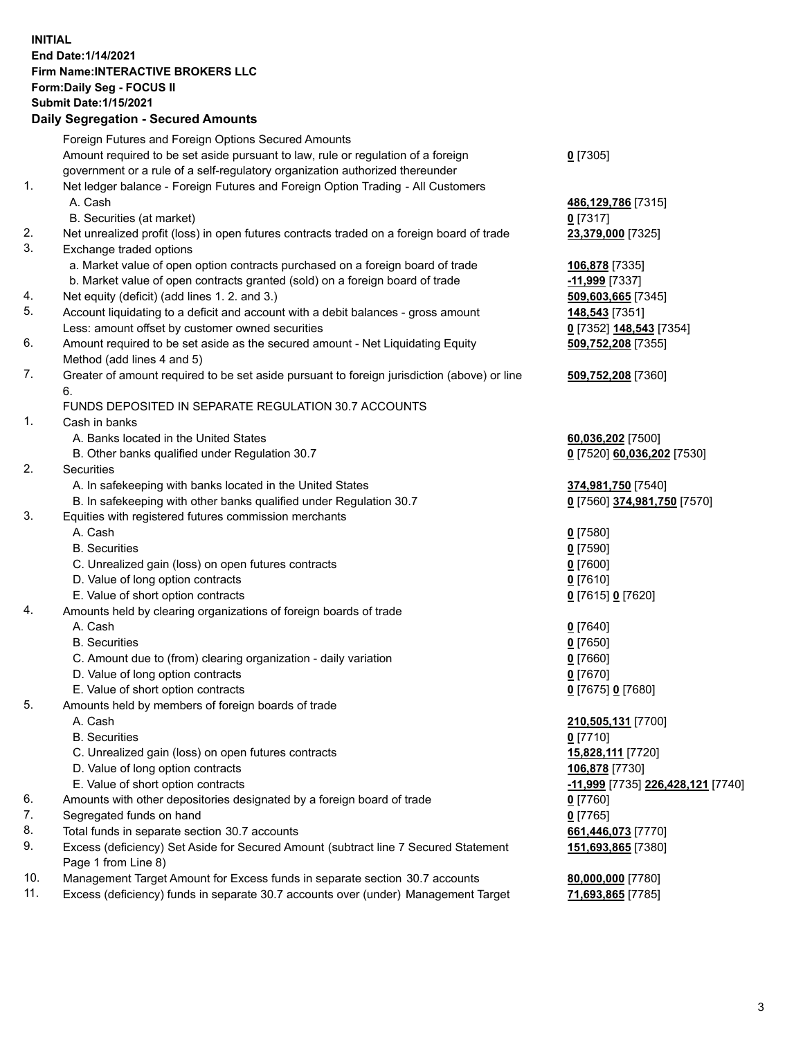**INITIAL**
**End Date:1/14/2021**
**Firm Name:INTERACTIVE BROKERS LLC**
**Form:Daily Seg - FOCUS II**
**Submit Date:1/15/2021**

## Daily Segregation - Secured Amounts

| | | |
|---|---|---|
| | Foreign Futures and Foreign Options Secured Amounts | |
| | Amount required to be set aside pursuant to law, rule or regulation of a foreign government or a rule of a self-regulatory organization authorized thereunder | **0** [7305] |
| 1. | Net ledger balance - Foreign Futures and Foreign Option Trading - All Customers | |
| | A. Cash | **486,129,786** [7315] |
| | B. Securities (at market) | **0** [7317] |
| 2. | Net unrealized profit (loss) in open futures contracts traded on a foreign board of trade | **23,379,000** [7325] |
| 3. | Exchange traded options | |
| | a. Market value of open option contracts purchased on a foreign board of trade | **106,878** [7335] |
| | b. Market value of open contracts granted (sold) on a foreign board of trade | **-11,999** [7337] |
| 4. | Net equity (deficit) (add lines 1. 2. and 3.) | **509,603,665** [7345] |
| 5. | Account liquidating to a deficit and account with a debit balances - gross amount | **148,543** [7351] |
| | Less: amount offset by customer owned securities | **0** [7352] **148,543** [7354] |
| 6. | Amount required to be set aside as the secured amount - Net Liquidating Equity Method (add lines 4 and 5) | **509,752,208** [7355] |
| 7. | Greater of amount required to be set aside pursuant to foreign jurisdiction (above) or line 6. | **509,752,208** [7360] |
| | FUNDS DEPOSITED IN SEPARATE REGULATION 30.7 ACCOUNTS | |
| 1. | Cash in banks | |
| | A. Banks located in the United States | **60,036,202** [7500] |
| | B. Other banks qualified under Regulation 30.7 | **0** [7520] **60,036,202** [7530] |
| 2. | Securities | |
| | A. In safekeeping with banks located in the United States | **374,981,750** [7540] |
| | B. In safekeeping with other banks qualified under Regulation 30.7 | **0** [7560] **374,981,750** [7570] |
| 3. | Equities with registered futures commission merchants | |
| | A. Cash | **0** [7580] |
| | B. Securities | **0** [7590] |
| | C. Unrealized gain (loss) on open futures contracts | **0** [7600] |
| | D. Value of long option contracts | **0** [7610] |
| | E. Value of short option contracts | **0** [7615] **0** [7620] |
| 4. | Amounts held by clearing organizations of foreign boards of trade | |
| | A. Cash | **0** [7640] |
| | B. Securities | **0** [7650] |
| | C. Amount due to (from) clearing organization - daily variation | **0** [7660] |
| | D. Value of long option contracts | **0** [7670] |
| | E. Value of short option contracts | **0** [7675] **0** [7680] |
| 5. | Amounts held by members of foreign boards of trade | |
| | A. Cash | **210,505,131** [7700] |
| | B. Securities | **0** [7710] |
| | C. Unrealized gain (loss) on open futures contracts | **15,828,111** [7720] |
| | D. Value of long option contracts | **106,878** [7730] |
| | E. Value of short option contracts | **-11,999** [7735] **226,428,121** [7740] |
| 6. | Amounts with other depositories designated by a foreign board of trade | **0** [7760] |
| 7. | Segregated funds on hand | **0** [7765] |
| 8. | Total funds in separate section 30.7 accounts | **661,446,073** [7770] |
| 9. | Excess (deficiency) Set Aside for Secured Amount (subtract line 7 Secured Statement Page 1 from Line 8) | **151,693,865** [7380] |
| 10. | Management Target Amount for Excess funds in separate section 30.7 accounts | **80,000,000** [7780] |
| 11. | Excess (deficiency) funds in separate 30.7 accounts over (under) Management Target | **71,693,865** [7785] |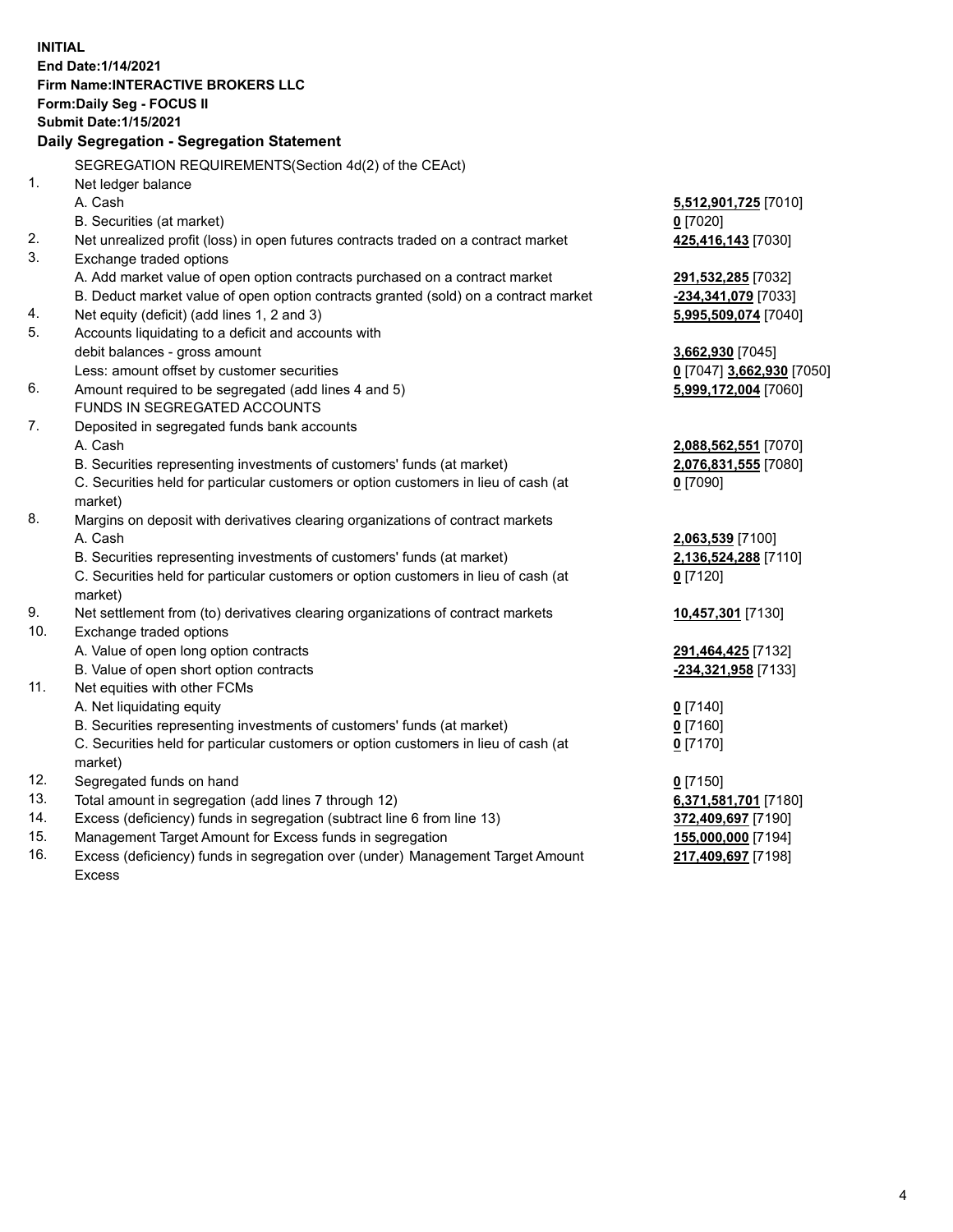**INITIAL**
**End Date:1/14/2021**
**Firm Name:INTERACTIVE BROKERS LLC**
**Form:Daily Seg - FOCUS II**
**Submit Date:1/15/2021**

**Daily Segregation - Segregation Statement**

SEGREGATION REQUIREMENTS(Section 4d(2) of the CEAct)

| | | |
|---|---|---|
| 1. | Net ledger balance | |
| | A. Cash | **5,512,901,725** [7010] |
| | B. Securities (at market) | **0** [7020] |
| 2. | Net unrealized profit (loss) in open futures contracts traded on a contract market | **425,416,143** [7030] |
| 3. | Exchange traded options | |
| | A. Add market value of open option contracts purchased on a contract market | **291,532,285** [7032] |
| | B. Deduct market value of open option contracts granted (sold) on a contract market | **-234,341,079** [7033] |
| 4. | Net equity (deficit) (add lines 1, 2 and 3) | **5,995,509,074** [7040] |
| 5. | Accounts liquidating to a deficit and accounts with debit balances - gross amount | **3,662,930** [7045] |
| | Less: amount offset by customer securities | **0** [7047] **3,662,930** [7050] |
| 6. | Amount required to be segregated (add lines 4 and 5) | **5,999,172,004** [7060] |
| | FUNDS IN SEGREGATED ACCOUNTS | |
| 7. | Deposited in segregated funds bank accounts | |
| | A. Cash | **2,088,562,551** [7070] |
| | B. Securities representing investments of customers' funds (at market) | **2,076,831,555** [7080] |
| | C. Securities held for particular customers or option customers in lieu of cash (at market) | **0** [7090] |
| 8. | Margins on deposit with derivatives clearing organizations of contract markets | |
| | A. Cash | **2,063,539** [7100] |
| | B. Securities representing investments of customers' funds (at market) | **2,136,524,288** [7110] |
| | C. Securities held for particular customers or option customers in lieu of cash (at market) | **0** [7120] |
| 9. | Net settlement from (to) derivatives clearing organizations of contract markets | **10,457,301** [7130] |
| 10. | Exchange traded options | |
| | A. Value of open long option contracts | **291,464,425** [7132] |
| | B. Value of open short option contracts | **-234,321,958** [7133] |
| 11. | Net equities with other FCMs | |
| | A. Net liquidating equity | **0** [7140] |
| | B. Securities representing investments of customers' funds (at market) | **0** [7160] |
| | C. Securities held for particular customers or option customers in lieu of cash (at market) | **0** [7170] |
| 12. | Segregated funds on hand | **0** [7150] |
| 13. | Total amount in segregation (add lines 7 through 12) | **6,371,581,701** [7180] |
| 14. | Excess (deficiency) funds in segregation (subtract line 6 from line 13) | **372,409,697** [7190] |
| 15. | Management Target Amount for Excess funds in segregation | **155,000,000** [7194] |
| 16. | Excess (deficiency) funds in segregation over (under) Management Target Amount Excess | **217,409,697** [7198] |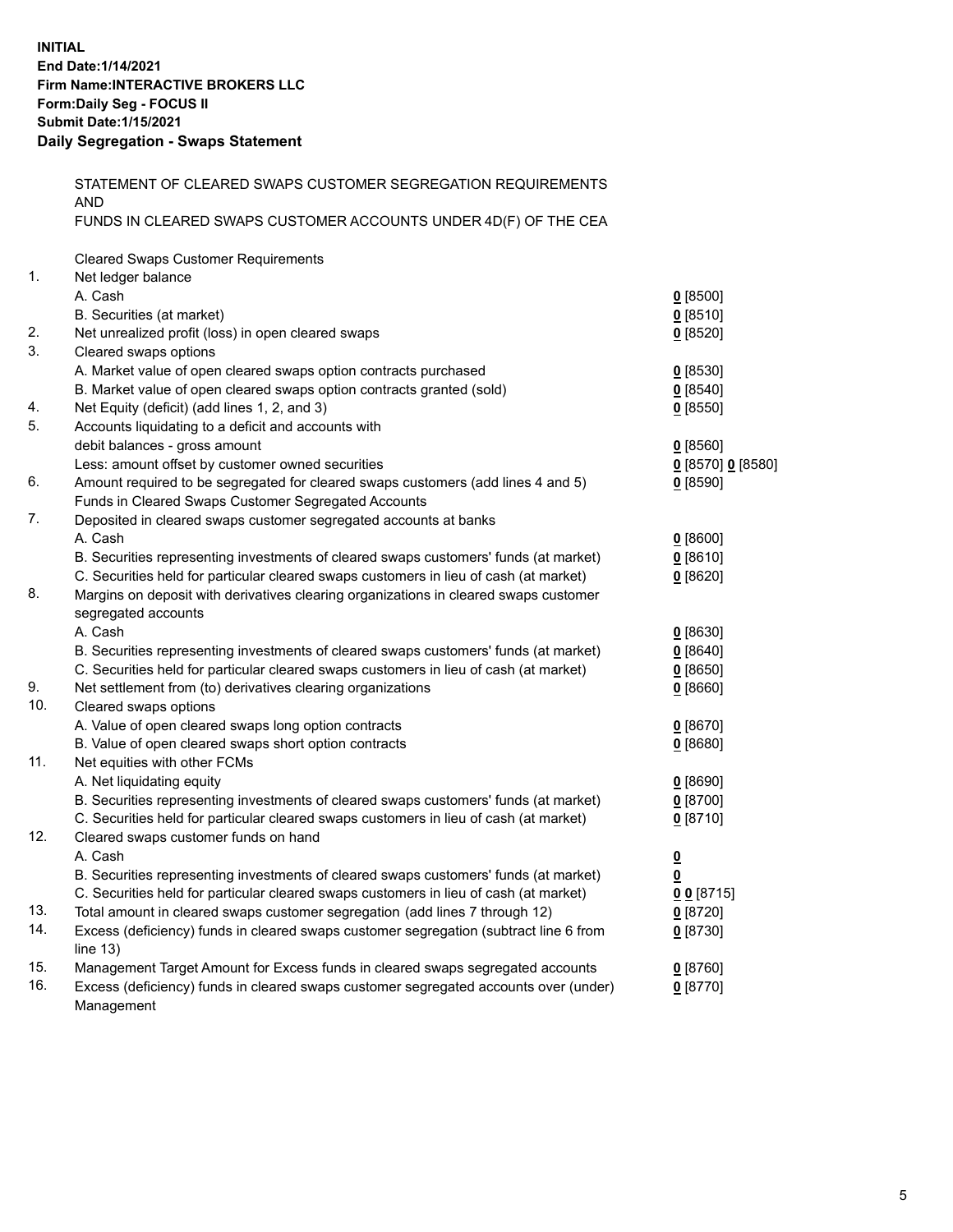**INITIAL**
**End Date:1/14/2021**
**Firm Name:INTERACTIVE BROKERS LLC**
**Form:Daily Seg - FOCUS II**
**Submit Date:1/15/2021**
**Daily Segregation - Swaps Statement**

STATEMENT OF CLEARED SWAPS CUSTOMER SEGREGATION REQUIREMENTS AND FUNDS IN CLEARED SWAPS CUSTOMER ACCOUNTS UNDER 4D(F) OF THE CEA

| | | |
|---|---|---|
| | Cleared Swaps Customer Requirements | |
| 1. | Net ledger balance | |
| | A. Cash | 0 [8500] |
| | B. Securities (at market) | 0 [8510] |
| 2. | Net unrealized profit (loss) in open cleared swaps | 0 [8520] |
| 3. | Cleared swaps options | |
| | A. Market value of open cleared swaps option contracts purchased | 0 [8530] |
| | B. Market value of open cleared swaps option contracts granted (sold) | 0 [8540] |
| 4. | Net Equity (deficit) (add lines 1, 2, and 3) | 0 [8550] |
| 5. | Accounts liquidating to a deficit and accounts with debit balances - gross amount | 0 [8560] |
| | Less: amount offset by customer owned securities | 0 [8570] 0 [8580] |
| 6. | Amount required to be segregated for cleared swaps customers (add lines 4 and 5) | 0 [8590] |
| | Funds in Cleared Swaps Customer Segregated Accounts | |
| 7. | Deposited in cleared swaps customer segregated accounts at banks | |
| | A. Cash | 0 [8600] |
| | B. Securities representing investments of cleared swaps customers' funds (at market) | 0 [8610] |
| | C. Securities held for particular cleared swaps customers in lieu of cash (at market) | 0 [8620] |
| 8. | Margins on deposit with derivatives clearing organizations in cleared swaps customer segregated accounts | |
| | A. Cash | 0 [8630] |
| | B. Securities representing investments of cleared swaps customers' funds (at market) | 0 [8640] |
| | C. Securities held for particular cleared swaps customers in lieu of cash (at market) | 0 [8650] |
| 9. | Net settlement from (to) derivatives clearing organizations | 0 [8660] |
| 10. | Cleared swaps options | |
| | A. Value of open cleared swaps long option contracts | 0 [8670] |
| | B. Value of open cleared swaps short option contracts | 0 [8680] |
| 11. | Net equities with other FCMs | |
| | A. Net liquidating equity | 0 [8690] |
| | B. Securities representing investments of cleared swaps customers' funds (at market) | 0 [8700] |
| | C. Securities held for particular cleared swaps customers in lieu of cash (at market) | 0 [8710] |
| 12. | Cleared swaps customer funds on hand | |
| | A. Cash | 0 |
| | B. Securities representing investments of cleared swaps customers' funds (at market) | 0 |
| | C. Securities held for particular cleared swaps customers in lieu of cash (at market) | 0 0 [8715] |
| 13. | Total amount in cleared swaps customer segregation (add lines 7 through 12) | 0 [8720] |
| 14. | Excess (deficiency) funds in cleared swaps customer segregation (subtract line 6 from line 13) | 0 [8730] |
| 15. | Management Target Amount for Excess funds in cleared swaps segregated accounts | 0 [8760] |
| 16. | Excess (deficiency) funds in cleared swaps customer segregated accounts over (under) Management | 0 [8770] |